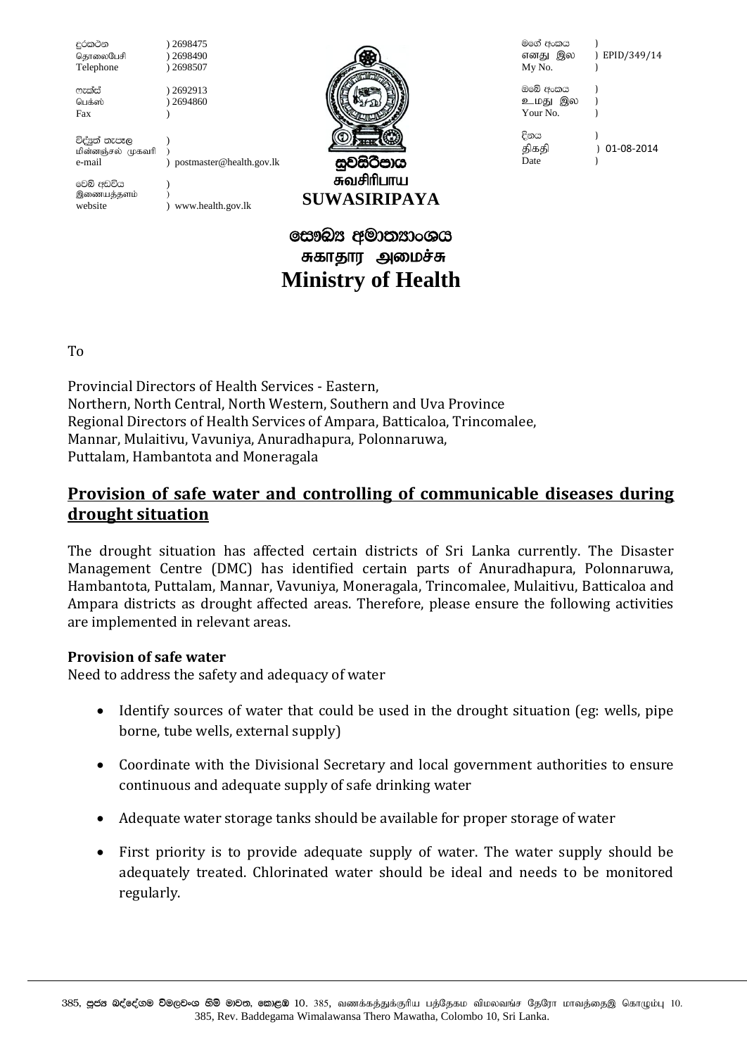| | |
|---|---|
| දුරකථන<br>தொலைபேசி<br>Telephone | ) 2698475<br>) 2698490<br>) 2698507 |
| ෆැක්ස්<br>பெக்ஸ்<br>Fax | ) 2692913<br>) 2694860<br>) |
| විද්‍යුත් තැපෑල<br>மின்னஞ்சல் முகவரி<br>e-mail | )<br>)<br>) postmaster@health.gov.lk |
| වෙබ් අඩවිය<br>இணையத்தளம்<br>website | )<br>)<br>) www.health.gov.lk |

සුවසිරිපාය
சுவசிரிபாய
**SUWASIRIPAYA**

| | |
|---|---|
| මගේ අංකය<br>எனது இல<br>My No. | )<br>) EPID/349/14<br>) |
| ඔබේ අංකය<br>உமது இல<br>Your No. | )<br>)<br>) |
| දිනය<br>திகதி<br>Date | )<br>) 01-08-2014<br>) |

# සෞඛ්‍ය අමාත්‍යාංශය
# சுகாதார அமைச்சு
# Ministry of Health

To

Provincial Directors of Health Services - Eastern,
Northern, North Central, North Western, Southern and Uva Province
Regional Directors of Health Services of Ampara, Batticaloa, Trincomalee,
Mannar, Mulaitivu, Vavuniya, Anuradhapura, Polonnaruwa,
Puttalam, Hambantota and Moneragala

## Provision of safe water and controlling of communicable diseases during drought situation

The drought situation has affected certain districts of Sri Lanka currently. The Disaster Management Centre (DMC) has identified certain parts of Anuradhapura, Polonnaruwa, Hambantota, Puttalam, Mannar, Vavuniya, Moneragala, Trincomalee, Mulaitivu, Batticaloa and Ampara districts as drought affected areas. Therefore, please ensure the following activities are implemented in relevant areas.

**Provision of safe water**

Need to address the safety and adequacy of water

- Identify sources of water that could be used in the drought situation (eg: wells, pipe borne, tube wells, external supply)
- Coordinate with the Divisional Secretary and local government authorities to ensure continuous and adequate supply of safe drinking water
- Adequate water storage tanks should be available for proper storage of water
- First priority is to provide adequate supply of water. The water supply should be adequately treated. Chlorinated water should be ideal and needs to be monitored regularly.

385, පූජ්‍ය බද්දේගම විමලවංශ හිමි මාවත, කොළඹ 10. 385, வணக்கத்துக்குரிய பத்தேகம விமலவங்ச தேரோ மாவத்தை, கொழும்பு 10.
385, Rev. Baddegama Wimalawansa Thero Mawatha, Colombo 10, Sri Lanka.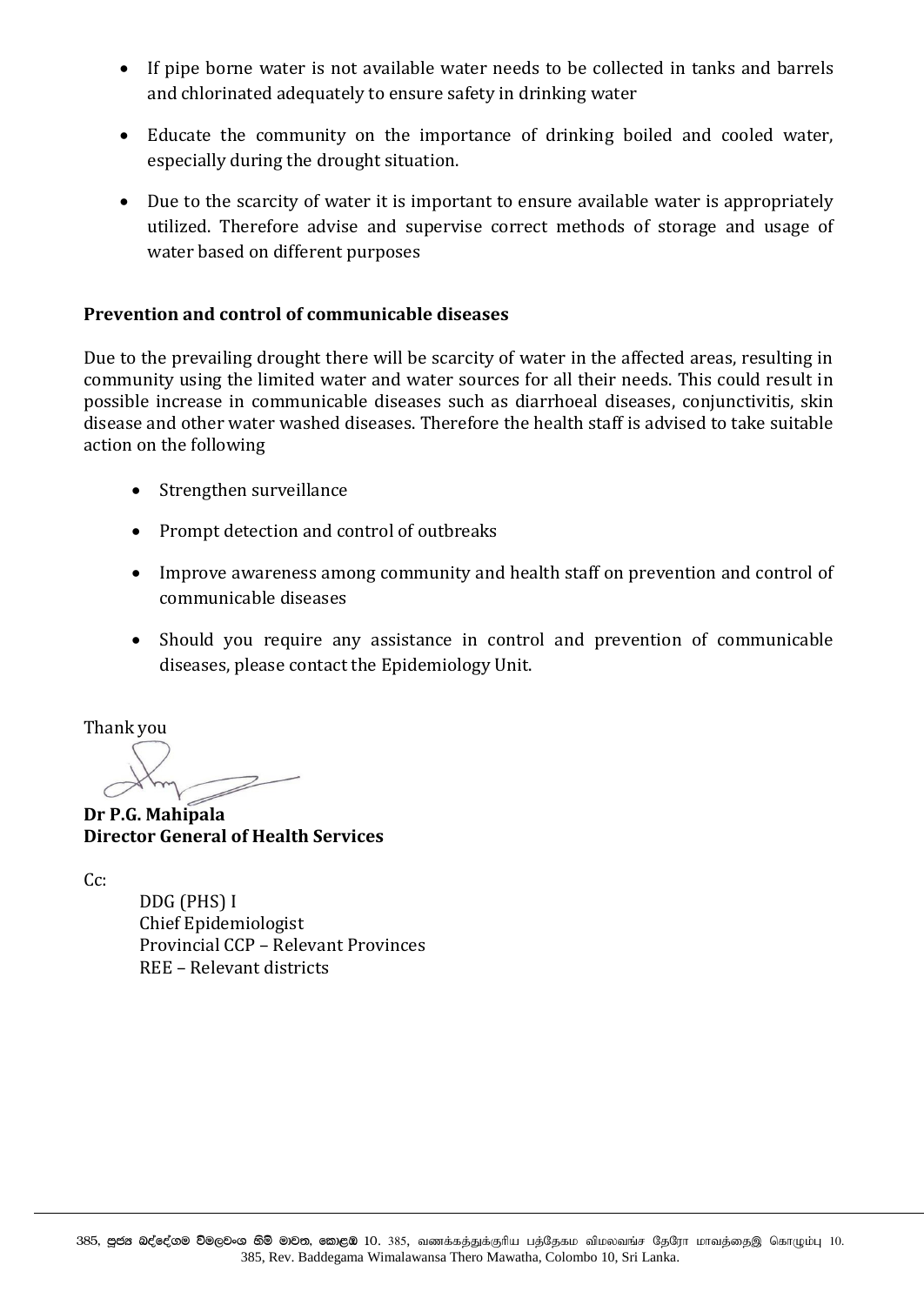- If pipe borne water is not available water needs to be collected in tanks and barrels and chlorinated adequately to ensure safety in drinking water
- Educate the community on the importance of drinking boiled and cooled water, especially during the drought situation.
- Due to the scarcity of water it is important to ensure available water is appropriately utilized. Therefore advise and supervise correct methods of storage and usage of water based on different purposes

**Prevention and control of communicable diseases**

Due to the prevailing drought there will be scarcity of water in the affected areas, resulting in community using the limited water and water sources for all their needs. This could result in possible increase in communicable diseases such as diarrhoeal diseases, conjunctivitis, skin disease and other water washed diseases. Therefore the health staff is advised to take suitable action on the following

- Strengthen surveillance
- Prompt detection and control of outbreaks
- Improve awareness among community and health staff on prevention and control of communicable diseases
- Should you require any assistance in control and prevention of communicable diseases, please contact the Epidemiology Unit.

Thank you

**Dr P.G. Mahipala**
**Director General of Health Services**

Cc:

DDG (PHS) I
Chief Epidemiologist
Provincial CCP – Relevant Provinces
REE – Relevant districts

385, පූජ්‍ය බද්දේගම විමලවංශ හිමි මාවත, කොළඹ 10. 385, வணக்கத்துக்குரிய பத்தேகம விமலவங்ச தேரோ மாவத்தை, கொழும்பு 10.
385, Rev. Baddegama Wimalawansa Thero Mawatha, Colombo 10, Sri Lanka.